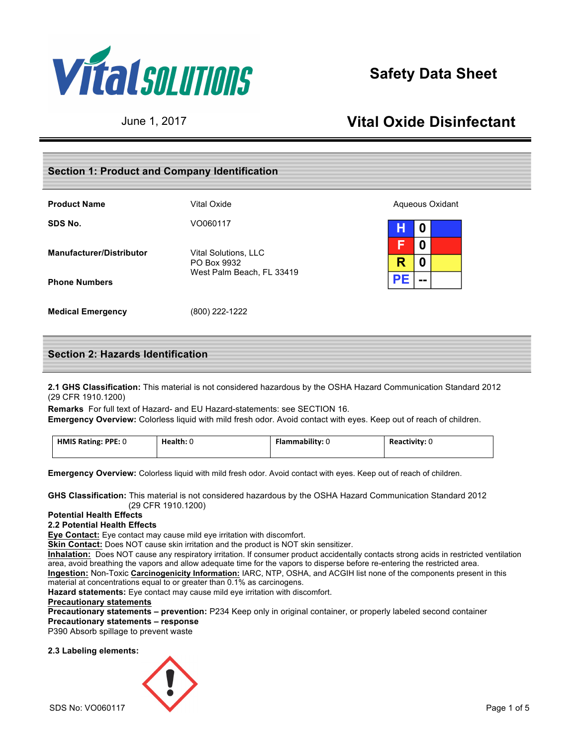# Safety Data Sheet

June 1, 2017

# Vital Oxide Disinfectant

## Section 1: Product and Company Identification

| | | |
|---|---|---|
| **Product Name** | Vital Oxide | Aqueous Oxidant |
| **SDS No.** | VO060117 | |
| **Manufacturer/Distributor** | Vital Solutions, LLC<br>PO Box 9932<br>West Palm Beach, FL 33419 | |
| **Phone Numbers** | | |
| **Medical Emergency** | (800) 222-1222 | |

| | |
|---|---|
| H | 0 |
| F | 0 |
| R | 0 |
| PE | -- |

## Section 2: Hazards Identification

**2.1 GHS Classification:** This material is not considered hazardous by the OSHA Hazard Communication Standard 2012 (29 CFR 1910.1200)

**Remarks** For full text of Hazard- and EU Hazard-statements: see SECTION 16.

**Emergency Overview:** Colorless liquid with mild fresh odor. Avoid contact with eyes. Keep out of reach of children.

| HMIS Rating: PPE: 0 | Health: 0 | Flammability: 0 | Reactivity: 0 |
|---|---|---|---|

**Emergency Overview:** Colorless liquid with mild fresh odor. Avoid contact with eyes. Keep out of reach of children.

**GHS Classification:** This material is not considered hazardous by the OSHA Hazard Communication Standard 2012 (29 CFR 1910.1200)

**Potential Health Effects**

**2.2 Potential Health Effects**

**Eye Contact:** Eye contact may cause mild eye irritation with discomfort.

**Skin Contact:** Does NOT cause skin irritation and the product is NOT skin sensitizer.

**Inhalation:** Does NOT cause any respiratory irritation. If consumer product accidentally contacts strong acids in restricted ventilation area, avoid breathing the vapors and allow adequate time for the vapors to disperse before re-entering the restricted area.

**Ingestion:** Non-Toxic **Carcinogenicity Information:** IARC, NTP, OSHA, and ACGIH list none of the components present in this material at concentrations equal to or greater than 0.1% as carcinogens.

**Hazard statements:** Eye contact may cause mild eye irritation with discomfort.

**Precautionary statements**

**Precautionary statements – prevention:** P234 Keep only in original container, or properly labeled second container

**Precautionary statements – response**

P390 Absorb spillage to prevent waste

**2.3 Labeling elements:**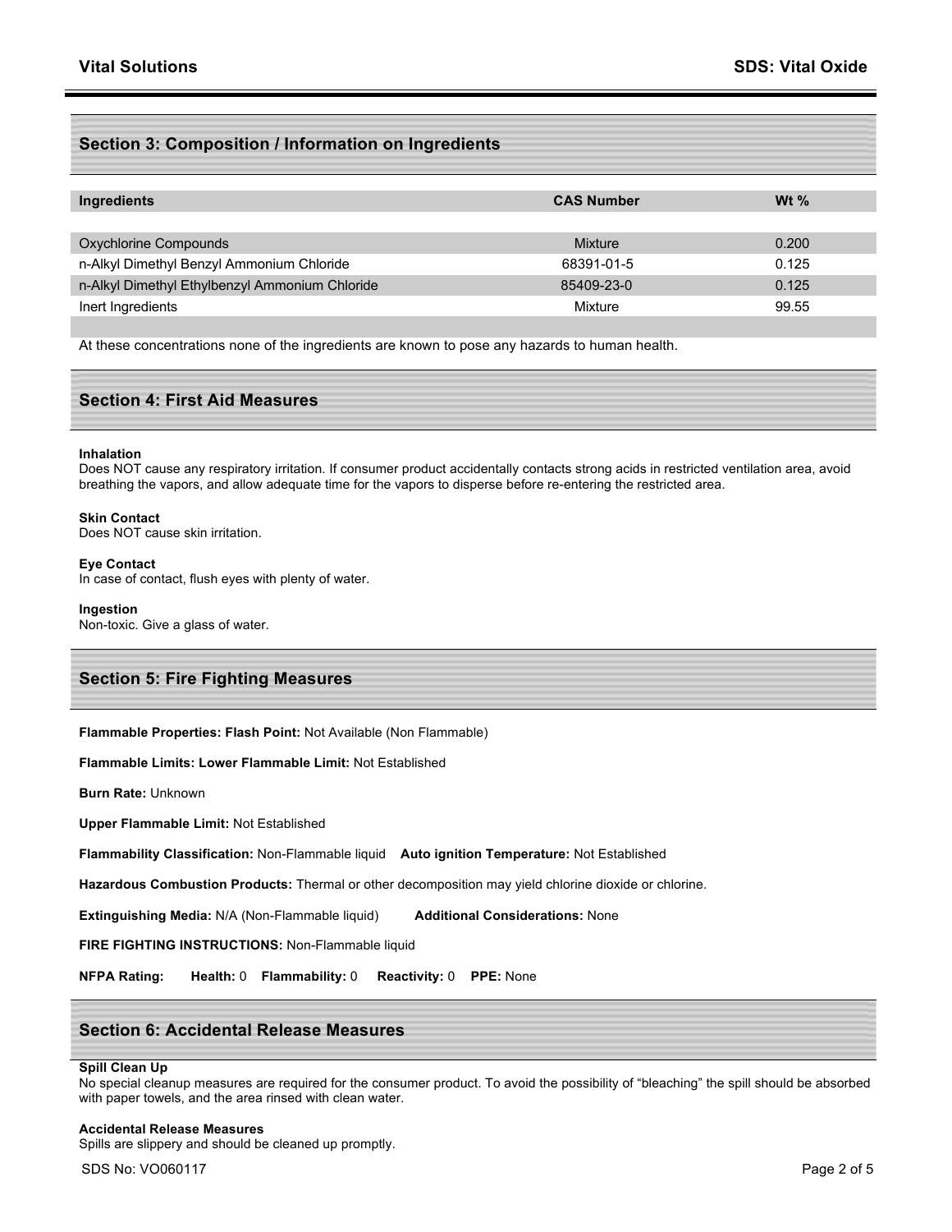## Section 3: Composition / Information on Ingredients

| Ingredients | CAS Number | Wt % |
|---|---|---|
| Oxychlorine Compounds | Mixture | 0.200 |
| n-Alkyl Dimethyl Benzyl Ammonium Chloride | 68391-01-5 | 0.125 |
| n-Alkyl Dimethyl Ethylbenzyl Ammonium Chloride | 85409-23-0 | 0.125 |
| Inert Ingredients | Mixture | 99.55 |

At these concentrations none of the ingredients are known to pose any hazards to human health.

## Section 4: First Aid Measures

**Inhalation**
Does NOT cause any respiratory irritation. If consumer product accidentally contacts strong acids in restricted ventilation area, avoid breathing the vapors, and allow adequate time for the vapors to disperse before re-entering the restricted area.

**Skin Contact**
Does NOT cause skin irritation.

**Eye Contact**
In case of contact, flush eyes with plenty of water.

**Ingestion**
Non-toxic. Give a glass of water.

## Section 5: Fire Fighting Measures

**Flammable Properties: Flash Point:** Not Available (Non Flammable)

**Flammable Limits: Lower Flammable Limit:** Not Established

**Burn Rate:** Unknown

**Upper Flammable Limit:** Not Established

**Flammability Classification:** Non-Flammable liquid **Auto ignition Temperature:** Not Established

**Hazardous Combustion Products:** Thermal or other decomposition may yield chlorine dioxide or chlorine.

**Extinguishing Media:** N/A (Non-Flammable liquid) **Additional Considerations:** None

**FIRE FIGHTING INSTRUCTIONS:** Non-Flammable liquid

**NFPA Rating:** **Health:** 0 **Flammability:** 0 **Reactivity:** 0 **PPE:** None

## Section 6: Accidental Release Measures

**Spill Clean Up**
No special cleanup measures are required for the consumer product. To avoid the possibility of "bleaching" the spill should be absorbed with paper towels, and the area rinsed with clean water.

**Accidental Release Measures**
Spills are slippery and should be cleaned up promptly.

SDS No: VO060117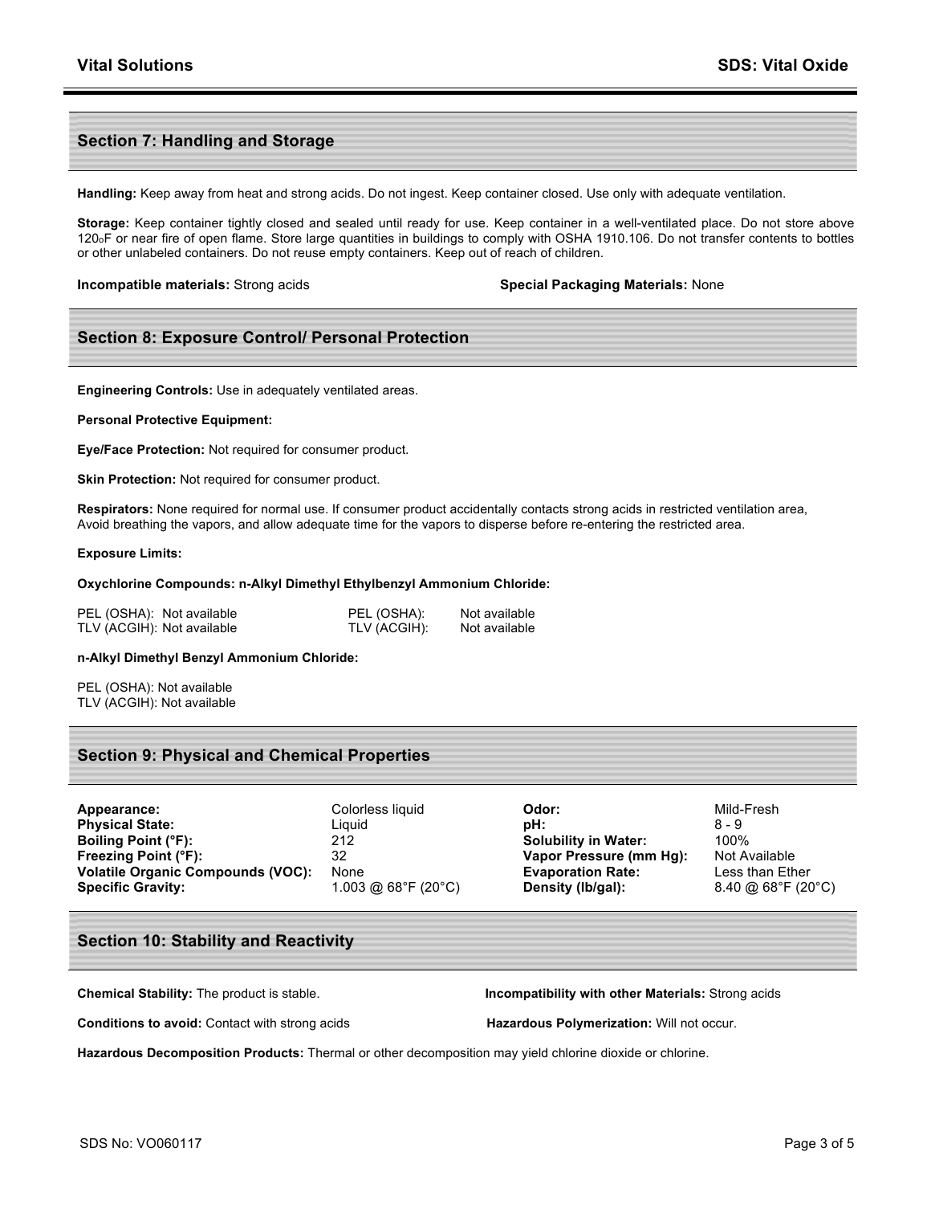## Section 7: Handling and Storage

**Handling:** Keep away from heat and strong acids. Do not ingest. Keep container closed. Use only with adequate ventilation.

**Storage:** Keep container tightly closed and sealed until ready for use. Keep container in a well-ventilated place. Do not store above 120oF or near fire of open flame. Store large quantities in buildings to comply with OSHA 1910.106. Do not transfer contents to bottles or other unlabeled containers. Do not reuse empty containers. Keep out of reach of children.

**Incompatible materials:** Strong acids

**Special Packaging Materials:** None

## Section 8: Exposure Control/ Personal Protection

**Engineering Controls:** Use in adequately ventilated areas.

**Personal Protective Equipment:**

**Eye/Face Protection:** Not required for consumer product.

**Skin Protection:** Not required for consumer product.

**Respirators:** None required for normal use. If consumer product accidentally contacts strong acids in restricted ventilation area, Avoid breathing the vapors, and allow adequate time for the vapors to disperse before re-entering the restricted area.

**Exposure Limits:**

**Oxychlorine Compounds: n-Alkyl Dimethyl Ethylbenzyl Ammonium Chloride:**

| Oxychlorine Compounds | | n-Alkyl Dimethyl Ethylbenzyl Ammonium Chloride | |
|---|---|---|---|
| PEL (OSHA): | Not available | PEL (OSHA): | Not available |
| TLV (ACGIH): | Not available | TLV (ACGIH): | Not available |

**n-Alkyl Dimethyl Benzyl Ammonium Chloride:**

PEL (OSHA): Not available
TLV (ACGIH): Not available

## Section 9: Physical and Chemical Properties

| | | | |
|---|---|---|---|
| **Appearance:** | Colorless liquid | **Odor:** | Mild-Fresh |
| **Physical State:** | Liquid | **pH:** | 8 - 9 |
| **Boiling Point (°F):** | 212 | **Solubility in Water:** | 100% |
| **Freezing Point (°F):** | 32 | **Vapor Pressure (mm Hg):** | Not Available |
| **Volatile Organic Compounds (VOC):** | None | **Evaporation Rate:** | Less than Ether |
| **Specific Gravity:** | 1.003 @ 68°F (20°C) | **Density (lb/gal):** | 8.40 @ 68°F (20°C) |

## Section 10: Stability and Reactivity

**Chemical Stability:** The product is stable.

**Incompatibility with other Materials:** Strong acids

**Conditions to avoid:** Contact with strong acids

**Hazardous Polymerization:** Will not occur.

**Hazardous Decomposition Products:** Thermal or other decomposition may yield chlorine dioxide or chlorine.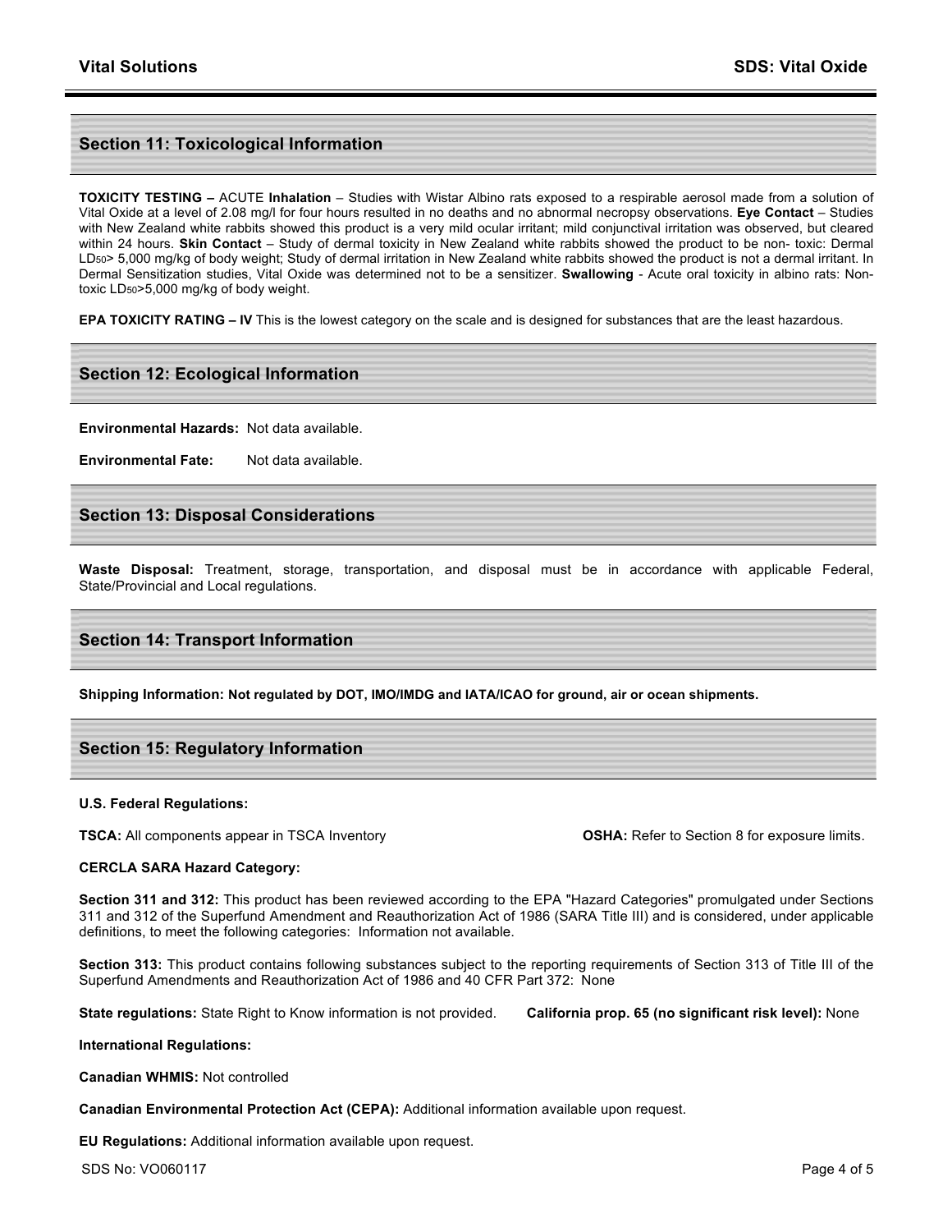## Section 11: Toxicological Information

**TOXICITY TESTING –** ACUTE **Inhalation** – Studies with Wistar Albino rats exposed to a respirable aerosol made from a solution of Vital Oxide at a level of 2.08 mg/l for four hours resulted in no deaths and no abnormal necropsy observations. **Eye Contact** – Studies with New Zealand white rabbits showed this product is a very mild ocular irritant; mild conjunctival irritation was observed, but cleared within 24 hours. **Skin Contact** – Study of dermal toxicity in New Zealand white rabbits showed the product to be non- toxic: Dermal $LD_{50}$> 5,000 mg/kg of body weight; Study of dermal irritation in New Zealand white rabbits showed the product is not a dermal irritant. In Dermal Sensitization studies, Vital Oxide was determined not to be a sensitizer. **Swallowing** - Acute oral toxicity in albino rats: Non-toxic $LD_{50}$>5,000 mg/kg of body weight.

**EPA TOXICITY RATING – IV** This is the lowest category on the scale and is designed for substances that are the least hazardous.

## Section 12: Ecological Information

**Environmental Hazards:** Not data available.

**Environmental Fate:** Not data available.

## Section 13: Disposal Considerations

**Waste Disposal:** Treatment, storage, transportation, and disposal must be in accordance with applicable Federal, State/Provincial and Local regulations.

## Section 14: Transport Information

**Shipping Information: Not regulated by DOT, IMO/IMDG and IATA/ICAO for ground, air or ocean shipments.**

## Section 15: Regulatory Information

**U.S. Federal Regulations:**

**TSCA:** All components appear in TSCA Inventory

**OSHA:** Refer to Section 8 for exposure limits.

**CERCLA SARA Hazard Category:**

**Section 311 and 312:** This product has been reviewed according to the EPA "Hazard Categories" promulgated under Sections 311 and 312 of the Superfund Amendment and Reauthorization Act of 1986 (SARA Title III) and is considered, under applicable definitions, to meet the following categories: Information not available.

**Section 313:** This product contains following substances subject to the reporting requirements of Section 313 of Title III of the Superfund Amendments and Reauthorization Act of 1986 and 40 CFR Part 372: None

**State regulations:** State Right to Know information is not provided.

**California prop. 65 (no significant risk level):** None

**International Regulations:**

**Canadian WHMIS:** Not controlled

**Canadian Environmental Protection Act (CEPA):** Additional information available upon request.

**EU Regulations:** Additional information available upon request.

SDS No: VO060117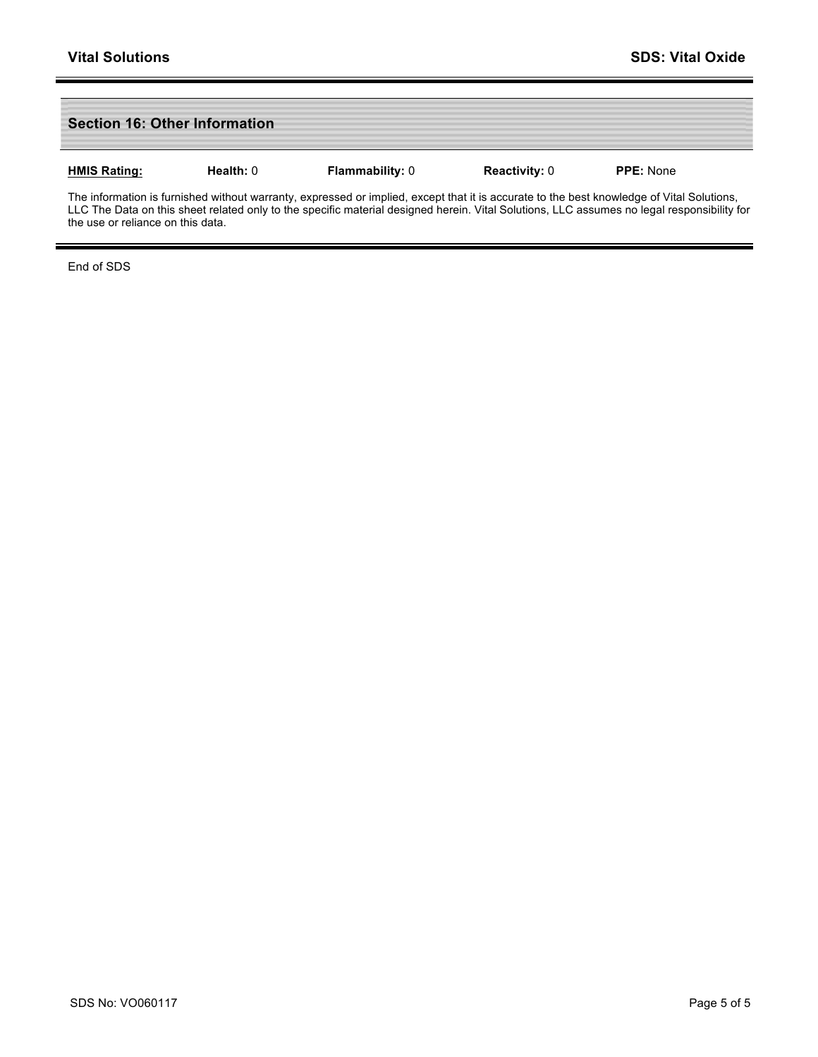## Section 16: Other Information

**HMIS Rating:** **Health:** 0 **Flammability:** 0 **Reactivity:** 0 **PPE:** None

The information is furnished without warranty, expressed or implied, except that it is accurate to the best knowledge of Vital Solutions, LLC The Data on this sheet related only to the specific material designed herein. Vital Solutions, LLC assumes no legal responsibility for the use or reliance on this data.

End of SDS